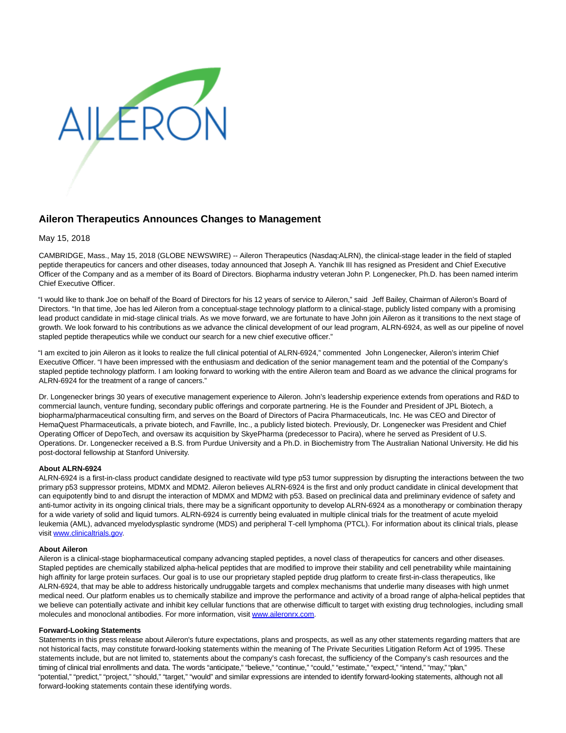# Aileron Therapeutics Announces Changes to Management

May 15, 2018

CAMBRIDGE, Mass., May 15, 2018 (GLOBE NEWSWIRE) -- Aileron Therapeutics (Nasdaq:ALRN), the clinical-stage leader in the field of stapled peptide therapeutics for cancers and other diseases, today announced that Joseph A. Yanchik III has resigned as President and Chief Executive Officer of the Company and as a member of its Board of Directors. Biopharma industry veteran John P. Longenecker, Ph.D. has been named interim Chief Executive Officer.

"I would like to thank Joe on behalf of the Board of Directors for his 12 years of service to Aileron," said Jeff Bailey, Chairman of Aileron's Board of Directors. "In that time, Joe has led Aileron from a conceptual-stage technology platform to a clinical-stage, publicly listed company with a promising lead product candidate in mid-stage clinical trials. As we move forward, we are fortunate to have John join Aileron as it transitions to the next stage of growth. We look forward to his contributions as we advance the clinical development of our lead program, ALRN-6924, as well as our pipeline of novel stapled peptide therapeutics while we conduct our search for a new chief executive officer."

"I am excited to join Aileron as it looks to realize the full clinical potential of ALRN-6924," commented John Longenecker, Aileron's interim Chief Executive Officer. "I have been impressed with the enthusiasm and dedication of the senior management team and the potential of the Company's stapled peptide technology platform. I am looking forward to working with the entire Aileron team and Board as we advance the clinical programs for ALRN-6924 for the treatment of a range of cancers."

Dr. Longenecker brings 30 years of executive management experience to Aileron. John's leadership experience extends from operations and R&D to commercial launch, venture funding, secondary public offerings and corporate partnering. He is the Founder and President of JPL Biotech, a biopharma/pharmaceutical consulting firm, and serves on the Board of Directors of Pacira Pharmaceuticals, Inc. He was CEO and Director of HemaQuest Pharmaceuticals, a private biotech, and Favrille, Inc., a publicly listed biotech. Previously, Dr. Longenecker was President and Chief Operating Officer of DepoTech, and oversaw its acquisition by SkyePharma (predecessor to Pacira), where he served as President of U.S. Operations. Dr. Longenecker received a B.S. from Purdue University and a Ph.D. in Biochemistry from The Australian National University. He did his post-doctoral fellowship at Stanford University.

**About ALRN-6924**
ALRN-6924 is a first-in-class product candidate designed to reactivate wild type p53 tumor suppression by disrupting the interactions between the two primary p53 suppressor proteins, MDMX and MDM2. Aileron believes ALRN-6924 is the first and only product candidate in clinical development that can equipotently bind to and disrupt the interaction of MDMX and MDM2 with p53. Based on preclinical data and preliminary evidence of safety and anti-tumor activity in its ongoing clinical trials, there may be a significant opportunity to develop ALRN-6924 as a monotherapy or combination therapy for a wide variety of solid and liquid tumors. ALRN-6924 is currently being evaluated in multiple clinical trials for the treatment of acute myeloid leukemia (AML), advanced myelodysplastic syndrome (MDS) and peripheral T-cell lymphoma (PTCL). For information about its clinical trials, please visit [www.clinicaltrials.gov](http://www.clinicaltrials.gov).

**About Aileron**
Aileron is a clinical-stage biopharmaceutical company advancing stapled peptides, a novel class of therapeutics for cancers and other diseases. Stapled peptides are chemically stabilized alpha-helical peptides that are modified to improve their stability and cell penetrability while maintaining high affinity for large protein surfaces. Our goal is to use our proprietary stapled peptide drug platform to create first-in-class therapeutics, like ALRN-6924, that may be able to address historically undruggable targets and complex mechanisms that underlie many diseases with high unmet medical need. Our platform enables us to chemically stabilize and improve the performance and activity of a broad range of alpha-helical peptides that we believe can potentially activate and inhibit key cellular functions that are otherwise difficult to target with existing drug technologies, including small molecules and monoclonal antibodies. For more information, visit [www.aileronrx.com](http://www.aileronrx.com).

**Forward-Looking Statements**
Statements in this press release about Aileron's future expectations, plans and prospects, as well as any other statements regarding matters that are not historical facts, may constitute forward-looking statements within the meaning of The Private Securities Litigation Reform Act of 1995. These statements include, but are not limited to, statements about the company's cash forecast, the sufficiency of the Company's cash resources and the timing of clinical trial enrollments and data. The words "anticipate," "believe," "continue," "could," "estimate," "expect," "intend," "may," "plan," "potential," "predict," "project," "should," "target," "would" and similar expressions are intended to identify forward-looking statements, although not all forward-looking statements contain these identifying words.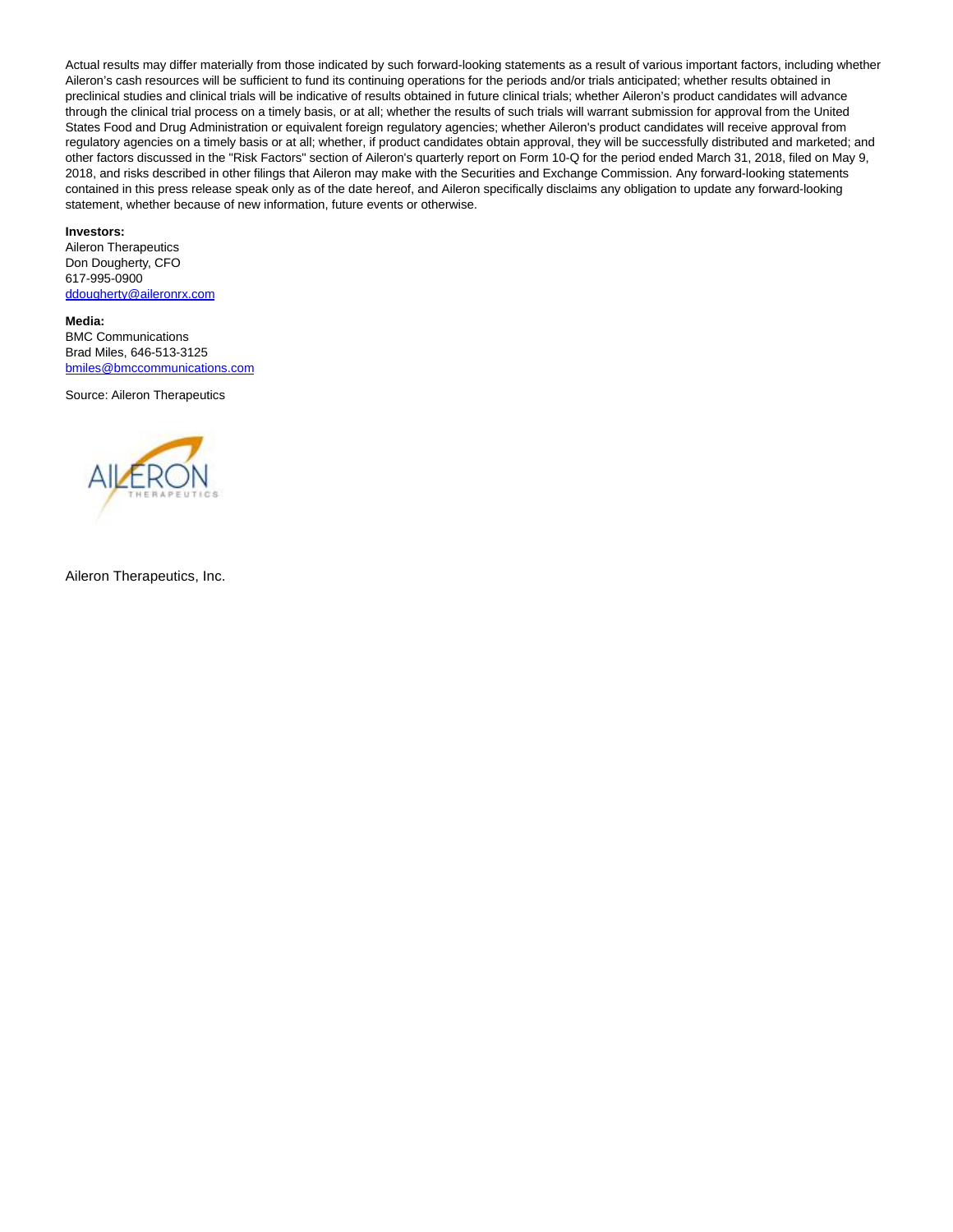Actual results may differ materially from those indicated by such forward-looking statements as a result of various important factors, including whether Aileron's cash resources will be sufficient to fund its continuing operations for the periods and/or trials anticipated; whether results obtained in preclinical studies and clinical trials will be indicative of results obtained in future clinical trials; whether Aileron's product candidates will advance through the clinical trial process on a timely basis, or at all; whether the results of such trials will warrant submission for approval from the United States Food and Drug Administration or equivalent foreign regulatory agencies; whether Aileron's product candidates will receive approval from regulatory agencies on a timely basis or at all; whether, if product candidates obtain approval, they will be successfully distributed and marketed; and other factors discussed in the "Risk Factors" section of Aileron's quarterly report on Form 10-Q for the period ended March 31, 2018, filed on May 9, 2018, and risks described in other filings that Aileron may make with the Securities and Exchange Commission. Any forward-looking statements contained in this press release speak only as of the date hereof, and Aileron specifically disclaims any obligation to update any forward-looking statement, whether because of new information, future events or otherwise.

**Investors:**
Aileron Therapeutics
Don Dougherty, CFO
617-995-0900
ddougherty@aileronrx.com

**Media:**
BMC Communications
Brad Miles, 646-513-3125
bmiles@bmccommunications.com

Source: Aileron Therapeutics

Aileron Therapeutics, Inc.